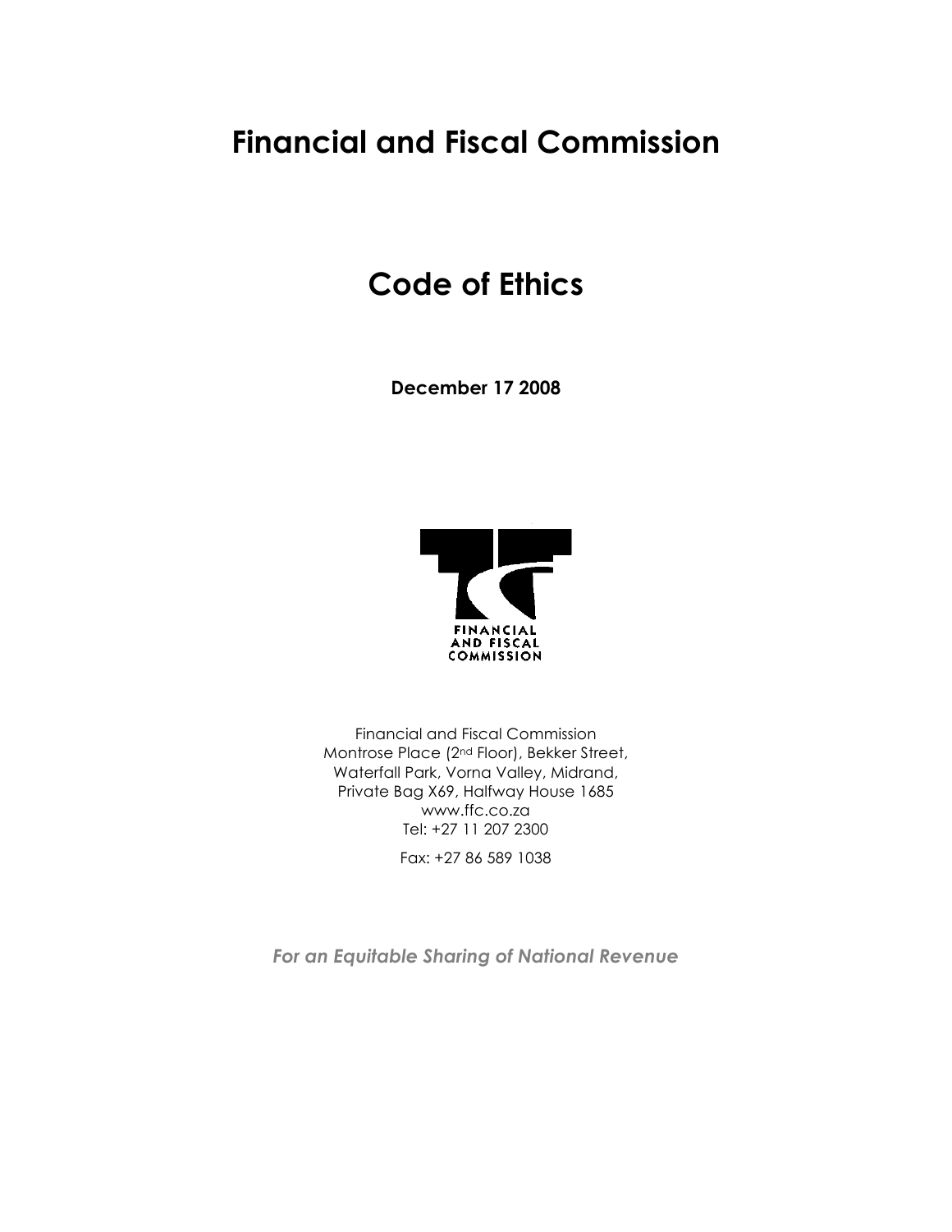# Financial and Fiscal Commission

# Code of Ethics

**December 17 2008**

FINANCIAL AND FISCAL COMMISSION

Financial and Fiscal Commission
Montrose Place (2nd Floor), Bekker Street,
Waterfall Park, Vorna Valley, Midrand,
Private Bag X69, Halfway House 1685
www.ffc.co.za
Tel: +27 11 207 2300

Fax: +27 86 589 1038

***For an Equitable Sharing of National Revenue***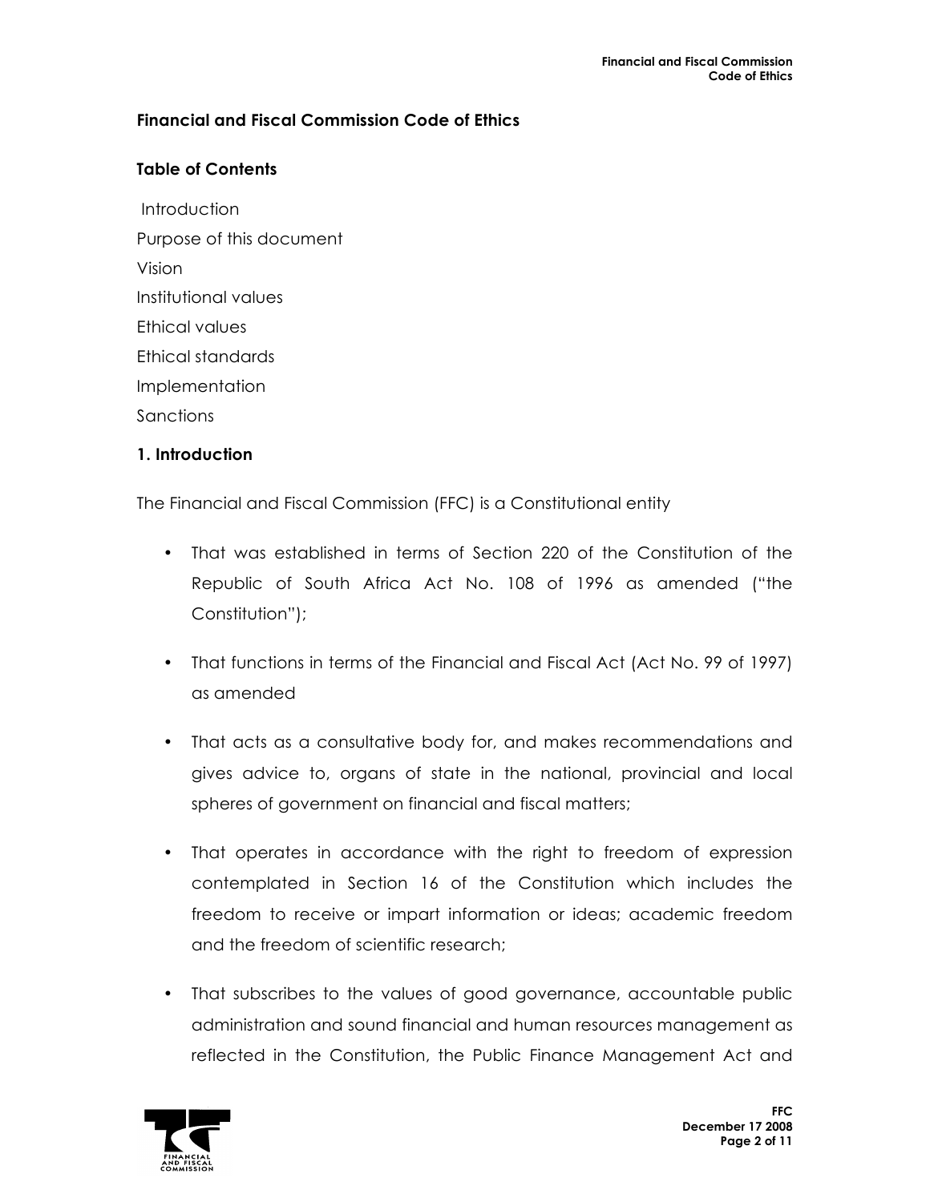**Financial and Fiscal Commission Code of Ethics**

**Table of Contents**

Introduction

Purpose of this document

Vision

Institutional values

Ethical values

Ethical standards

Implementation

Sanctions

**1. Introduction**

The Financial and Fiscal Commission (FFC) is a Constitutional entity

- That was established in terms of Section 220 of the Constitution of the Republic of South Africa Act No. 108 of 1996 as amended ("the Constitution");
- That functions in terms of the Financial and Fiscal Act (Act No. 99 of 1997) as amended
- That acts as a consultative body for, and makes recommendations and gives advice to, organs of state in the national, provincial and local spheres of government on financial and fiscal matters;
- That operates in accordance with the right to freedom of expression contemplated in Section 16 of the Constitution which includes the freedom to receive or impart information or ideas; academic freedom and the freedom of scientific research;
- That subscribes to the values of good governance, accountable public administration and sound financial and human resources management as reflected in the Constitution, the Public Finance Management Act and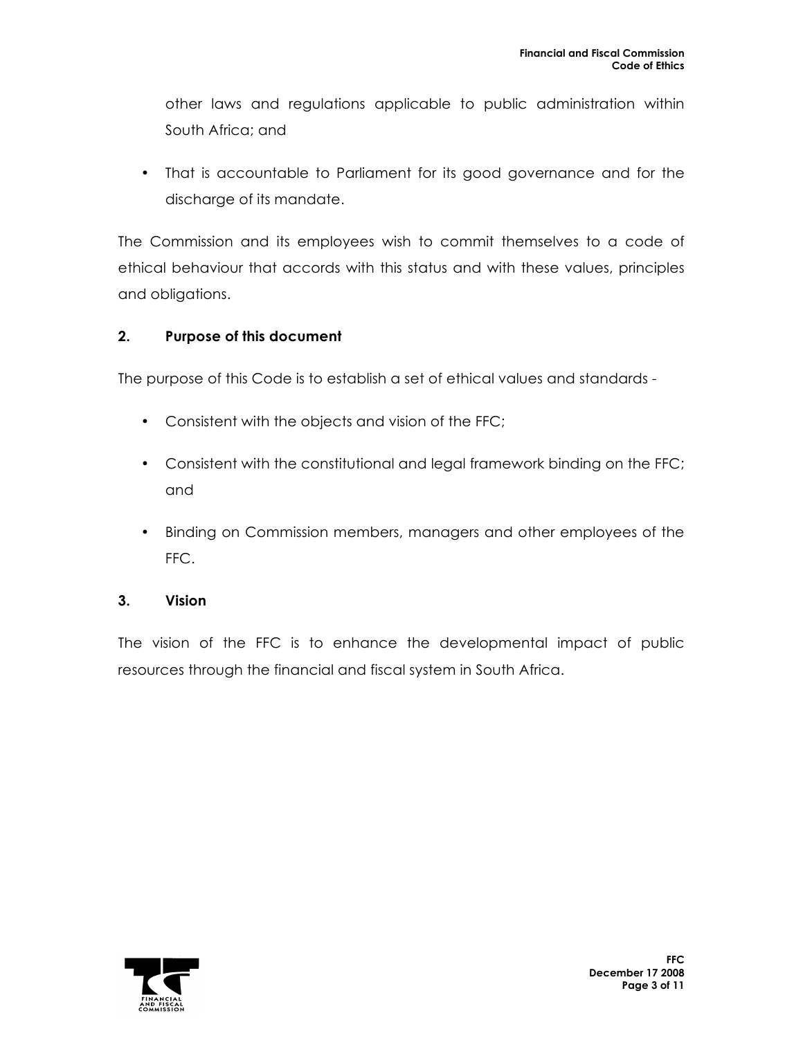other laws and regulations applicable to public administration within South Africa; and

- That is accountable to Parliament for its good governance and for the discharge of its mandate.

The Commission and its employees wish to commit themselves to a code of ethical behaviour that accords with this status and with these values, principles and obligations.

## 2. Purpose of this document

The purpose of this Code is to establish a set of ethical values and standards -

- Consistent with the objects and vision of the FFC;
- Consistent with the constitutional and legal framework binding on the FFC; and
- Binding on Commission members, managers and other employees of the FFC.

## 3. Vision

The vision of the FFC is to enhance the developmental impact of public resources through the financial and fiscal system in South Africa.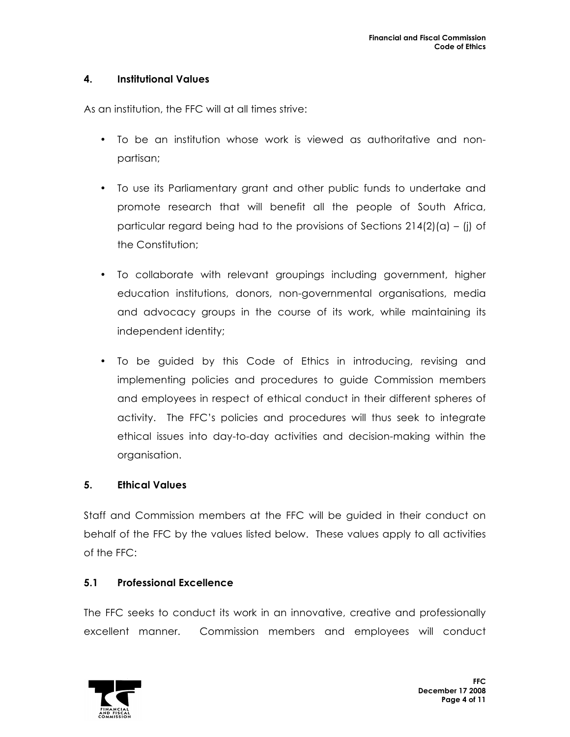## 4. Institutional Values

As an institution, the FFC will at all times strive:

- To be an institution whose work is viewed as authoritative and non-partisan;
- To use its Parliamentary grant and other public funds to undertake and promote research that will benefit all the people of South Africa, particular regard being had to the provisions of Sections 214(2)(a) – (j) of the Constitution;
- To collaborate with relevant groupings including government, higher education institutions, donors, non-governmental organisations, media and advocacy groups in the course of its work, while maintaining its independent identity;
- To be guided by this Code of Ethics in introducing, revising and implementing policies and procedures to guide Commission members and employees in respect of ethical conduct in their different spheres of activity. The FFC's policies and procedures will thus seek to integrate ethical issues into day-to-day activities and decision-making within the organisation.

## 5. Ethical Values

Staff and Commission members at the FFC will be guided in their conduct on behalf of the FFC by the values listed below. These values apply to all activities of the FFC:

### 5.1 Professional Excellence

The FFC seeks to conduct its work in an innovative, creative and professionally excellent manner. Commission members and employees will conduct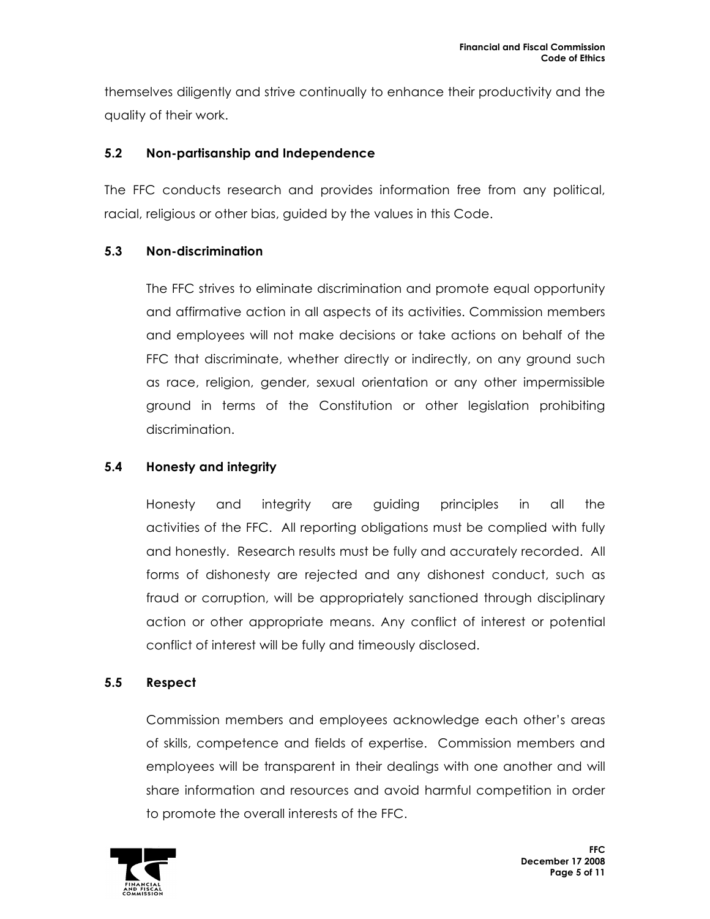themselves diligently and strive continually to enhance their productivity and the quality of their work.

### 5.2 Non-partisanship and Independence

The FFC conducts research and provides information free from any political, racial, religious or other bias, guided by the values in this Code.

### 5.3 Non-discrimination

The FFC strives to eliminate discrimination and promote equal opportunity and affirmative action in all aspects of its activities. Commission members and employees will not make decisions or take actions on behalf of the FFC that discriminate, whether directly or indirectly, on any ground such as race, religion, gender, sexual orientation or any other impermissible ground in terms of the Constitution or other legislation prohibiting discrimination.

### 5.4 Honesty and integrity

Honesty and integrity are guiding principles in all the activities of the FFC. All reporting obligations must be complied with fully and honestly. Research results must be fully and accurately recorded. All forms of dishonesty are rejected and any dishonest conduct, such as fraud or corruption, will be appropriately sanctioned through disciplinary action or other appropriate means. Any conflict of interest or potential conflict of interest will be fully and timeously disclosed.

### 5.5 Respect

Commission members and employees acknowledge each other's areas of skills, competence and fields of expertise. Commission members and employees will be transparent in their dealings with one another and will share information and resources and avoid harmful competition in order to promote the overall interests of the FFC.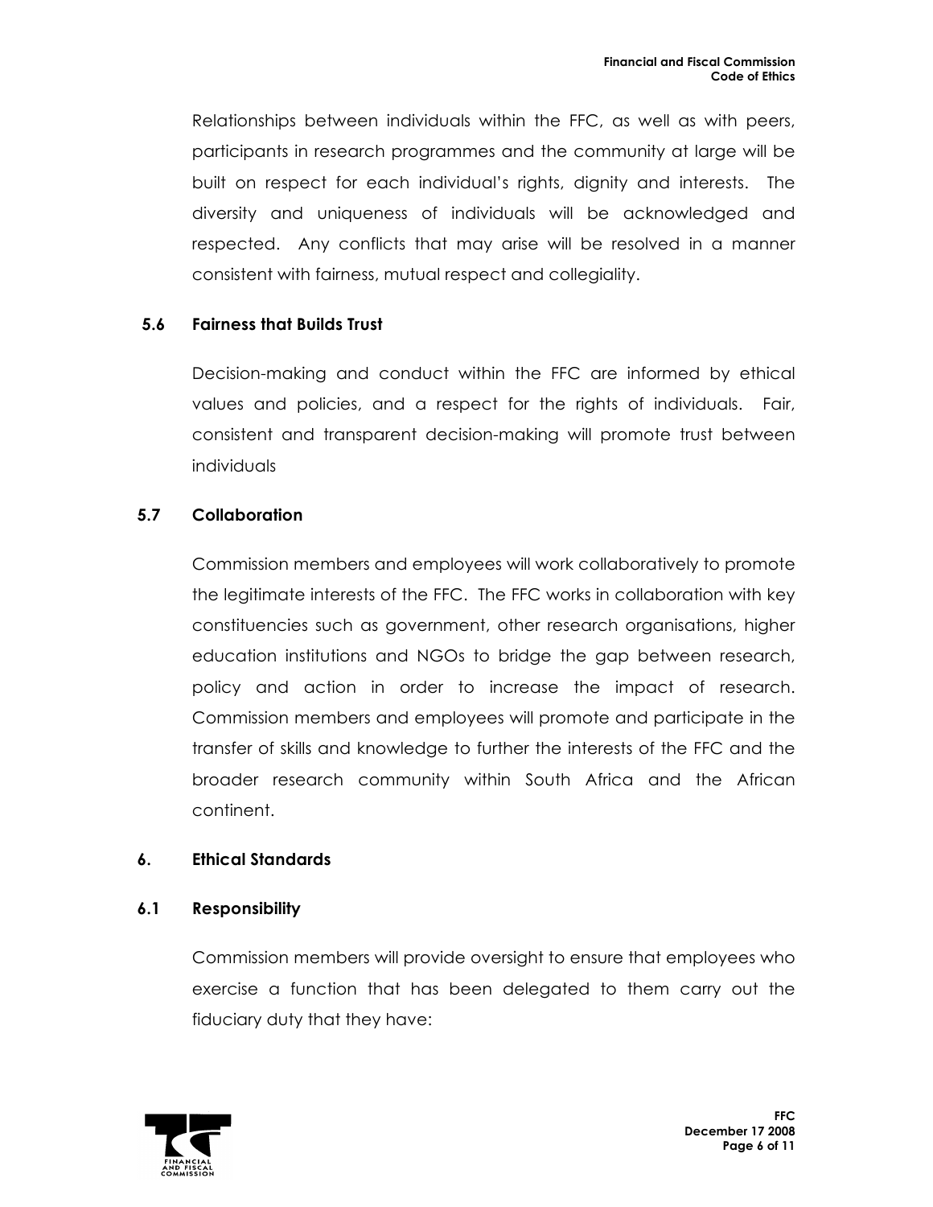Relationships between individuals within the FFC, as well as with peers, participants in research programmes and the community at large will be built on respect for each individual's rights, dignity and interests. The diversity and uniqueness of individuals will be acknowledged and respected. Any conflicts that may arise will be resolved in a manner consistent with fairness, mutual respect and collegiality.

### 5.6 Fairness that Builds Trust

Decision-making and conduct within the FFC are informed by ethical values and policies, and a respect for the rights of individuals. Fair, consistent and transparent decision-making will promote trust between individuals

### 5.7 Collaboration

Commission members and employees will work collaboratively to promote the legitimate interests of the FFC. The FFC works in collaboration with key constituencies such as government, other research organisations, higher education institutions and NGOs to bridge the gap between research, policy and action in order to increase the impact of research. Commission members and employees will promote and participate in the transfer of skills and knowledge to further the interests of the FFC and the broader research community within South Africa and the African continent.

## 6. Ethical Standards

### 6.1 Responsibility

Commission members will provide oversight to ensure that employees who exercise a function that has been delegated to them carry out the fiduciary duty that they have: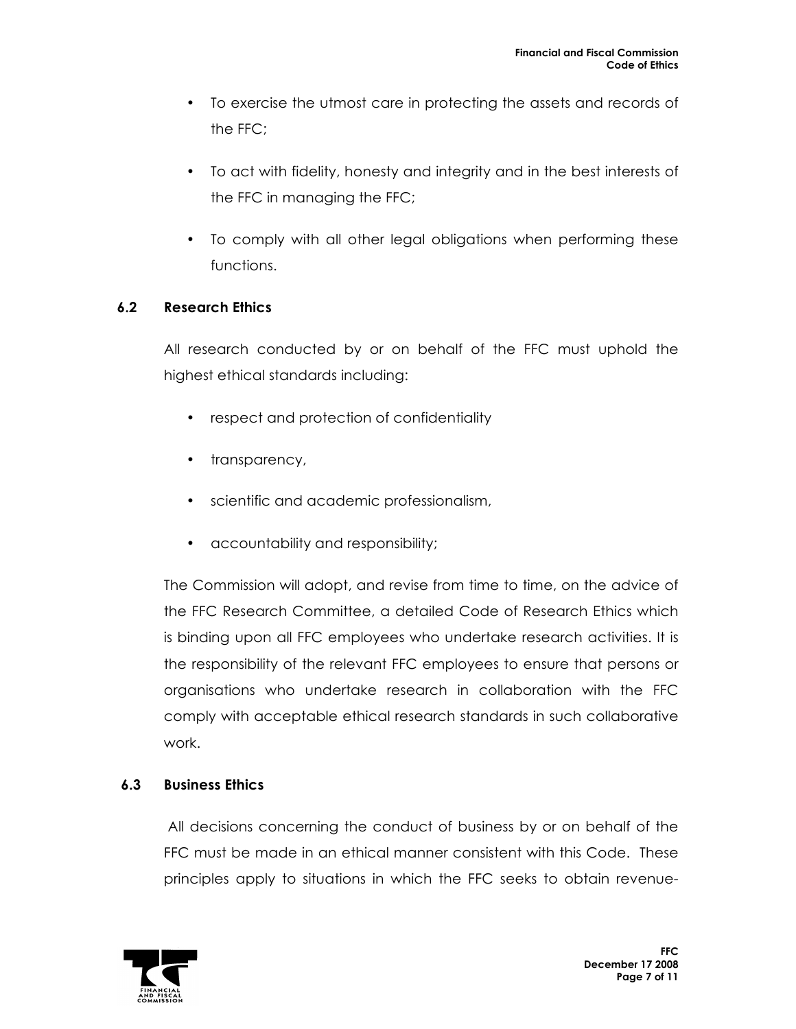- To exercise the utmost care in protecting the assets and records of the FFC;
- To act with fidelity, honesty and integrity and in the best interests of the FFC in managing the FFC;
- To comply with all other legal obligations when performing these functions.

### 6.2 Research Ethics

All research conducted by or on behalf of the FFC must uphold the highest ethical standards including:

- respect and protection of confidentiality
- transparency,
- scientific and academic professionalism,
- accountability and responsibility;

The Commission will adopt, and revise from time to time, on the advice of the FFC Research Committee, a detailed Code of Research Ethics which is binding upon all FFC employees who undertake research activities. It is the responsibility of the relevant FFC employees to ensure that persons or organisations who undertake research in collaboration with the FFC comply with acceptable ethical research standards in such collaborative work.

### 6.3 Business Ethics

All decisions concerning the conduct of business by or on behalf of the FFC must be made in an ethical manner consistent with this Code. These principles apply to situations in which the FFC seeks to obtain revenue-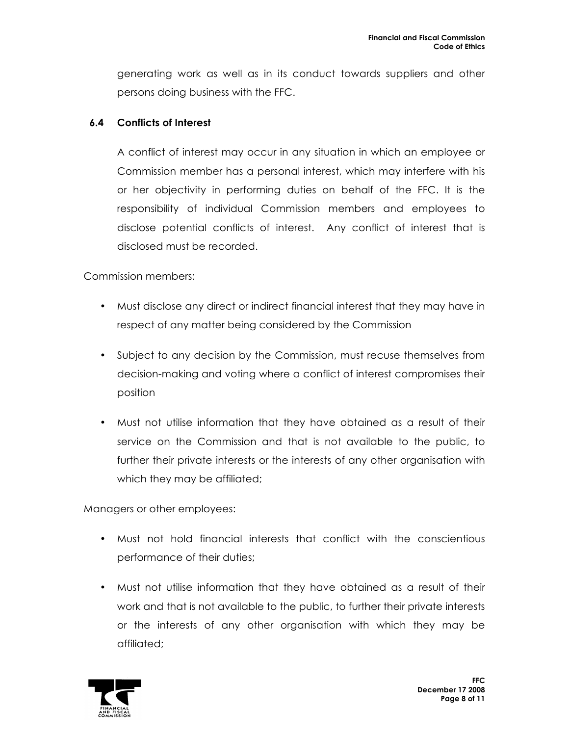generating work as well as in its conduct towards suppliers and other persons doing business with the FFC.

### 6.4 Conflicts of Interest

A conflict of interest may occur in any situation in which an employee or Commission member has a personal interest, which may interfere with his or her objectivity in performing duties on behalf of the FFC. It is the responsibility of individual Commission members and employees to disclose potential conflicts of interest. Any conflict of interest that is disclosed must be recorded.

Commission members:

- Must disclose any direct or indirect financial interest that they may have in respect of any matter being considered by the Commission
- Subject to any decision by the Commission, must recuse themselves from decision-making and voting where a conflict of interest compromises their position
- Must not utilise information that they have obtained as a result of their service on the Commission and that is not available to the public, to further their private interests or the interests of any other organisation with which they may be affiliated;

Managers or other employees:

- Must not hold financial interests that conflict with the conscientious performance of their duties;
- Must not utilise information that they have obtained as a result of their work and that is not available to the public, to further their private interests or the interests of any other organisation with which they may be affiliated;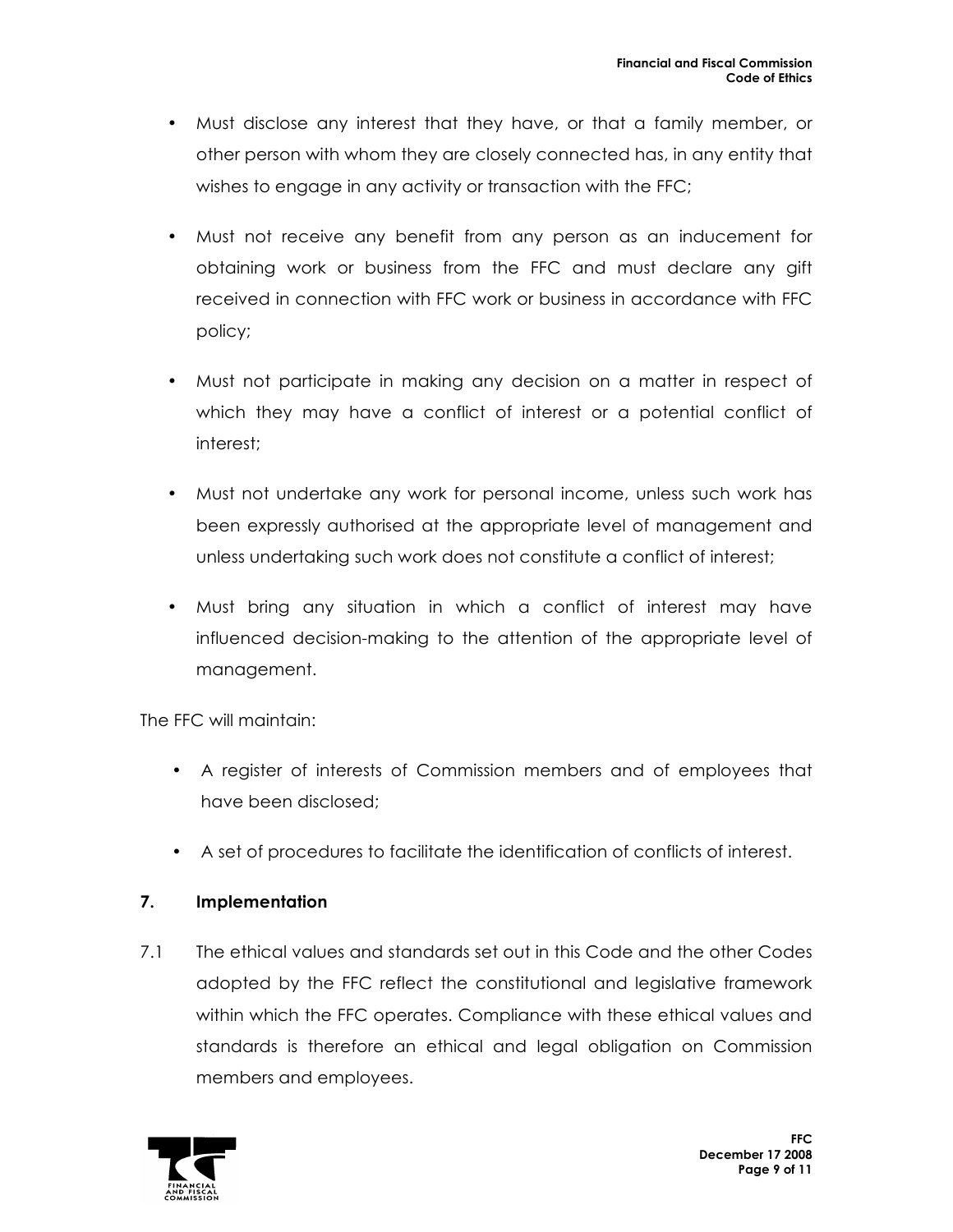- Must disclose any interest that they have, or that a family member, or other person with whom they are closely connected has, in any entity that wishes to engage in any activity or transaction with the FFC;
- Must not receive any benefit from any person as an inducement for obtaining work or business from the FFC and must declare any gift received in connection with FFC work or business in accordance with FFC policy;
- Must not participate in making any decision on a matter in respect of which they may have a conflict of interest or a potential conflict of interest;
- Must not undertake any work for personal income, unless such work has been expressly authorised at the appropriate level of management and unless undertaking such work does not constitute a conflict of interest;
- Must bring any situation in which a conflict of interest may have influenced decision-making to the attention of the appropriate level of management.

The FFC will maintain:

- A register of interests of Commission members and of employees that have been disclosed;
- A set of procedures to facilitate the identification of conflicts of interest.

## 7. Implementation

7.1 The ethical values and standards set out in this Code and the other Codes adopted by the FFC reflect the constitutional and legislative framework within which the FFC operates. Compliance with these ethical values and standards is therefore an ethical and legal obligation on Commission members and employees.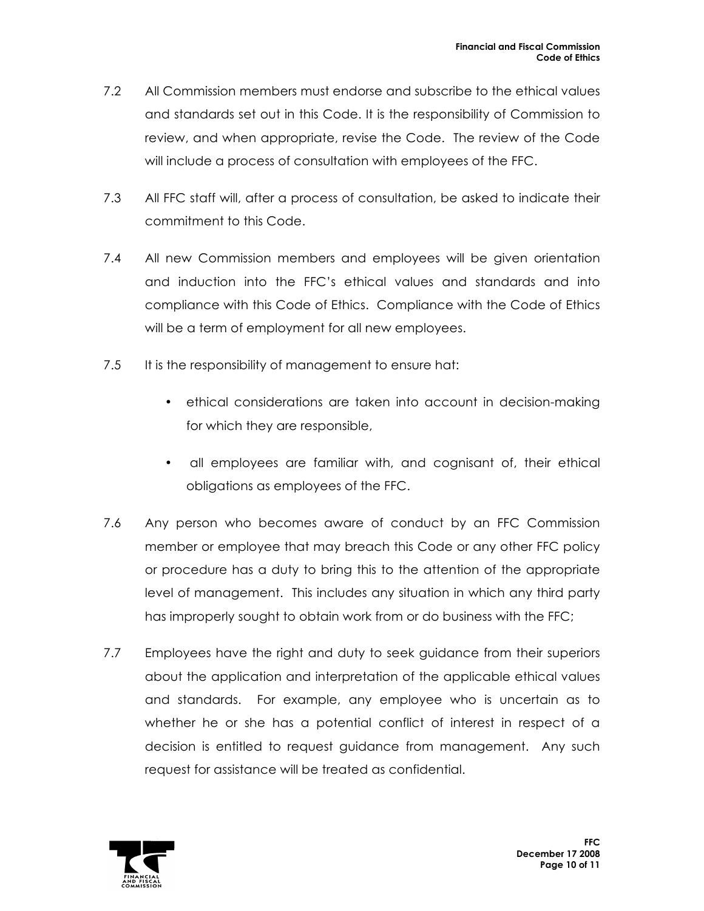7.2 All Commission members must endorse and subscribe to the ethical values and standards set out in this Code. It is the responsibility of Commission to review, and when appropriate, revise the Code. The review of the Code will include a process of consultation with employees of the FFC.

7.3 All FFC staff will, after a process of consultation, be asked to indicate their commitment to this Code.

7.4 All new Commission members and employees will be given orientation and induction into the FFC's ethical values and standards and into compliance with this Code of Ethics. Compliance with the Code of Ethics will be a term of employment for all new employees.

7.5 It is the responsibility of management to ensure hat:

- ethical considerations are taken into account in decision-making for which they are responsible,
- all employees are familiar with, and cognisant of, their ethical obligations as employees of the FFC.

7.6 Any person who becomes aware of conduct by an FFC Commission member or employee that may breach this Code or any other FFC policy or procedure has a duty to bring this to the attention of the appropriate level of management. This includes any situation in which any third party has improperly sought to obtain work from or do business with the FFC;

7.7 Employees have the right and duty to seek guidance from their superiors about the application and interpretation of the applicable ethical values and standards. For example, any employee who is uncertain as to whether he or she has a potential conflict of interest in respect of a decision is entitled to request guidance from management. Any such request for assistance will be treated as confidential.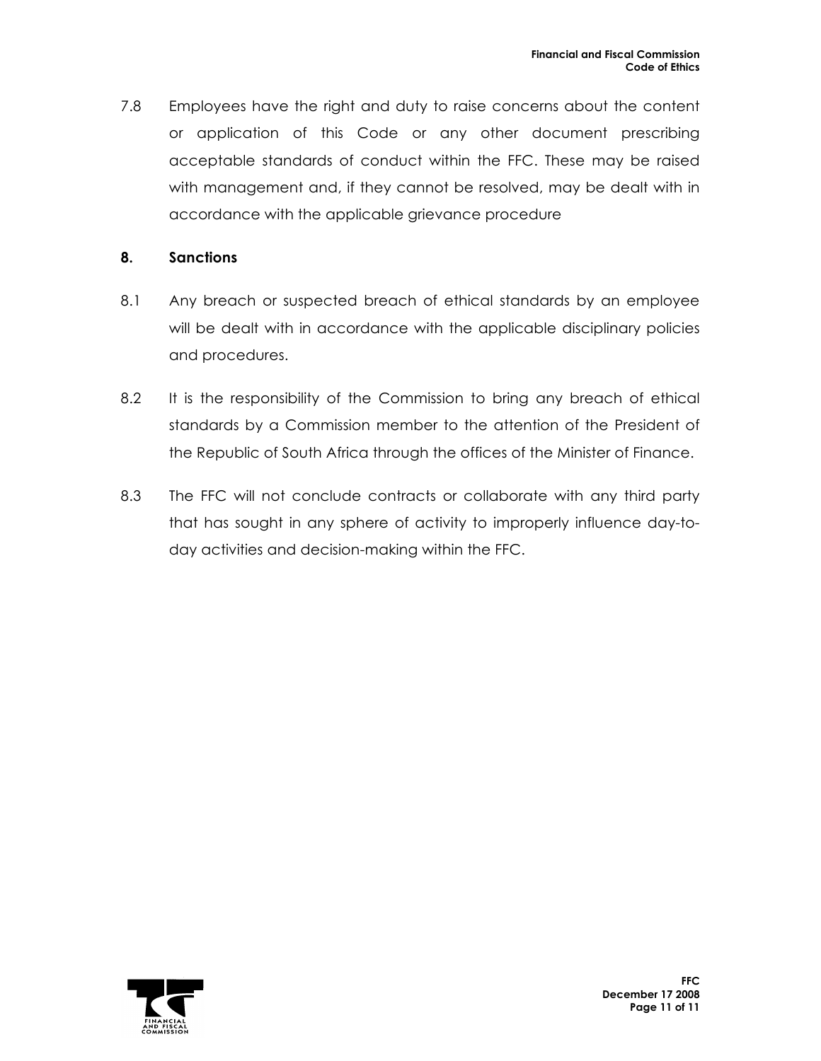7.8 Employees have the right and duty to raise concerns about the content or application of this Code or any other document prescribing acceptable standards of conduct within the FFC. These may be raised with management and, if they cannot be resolved, may be dealt with in accordance with the applicable grievance procedure

## 8. Sanctions

8.1 Any breach or suspected breach of ethical standards by an employee will be dealt with in accordance with the applicable disciplinary policies and procedures.

8.2 It is the responsibility of the Commission to bring any breach of ethical standards by a Commission member to the attention of the President of the Republic of South Africa through the offices of the Minister of Finance.

8.3 The FFC will not conclude contracts or collaborate with any third party that has sought in any sphere of activity to improperly influence day-to-day activities and decision-making within the FFC.